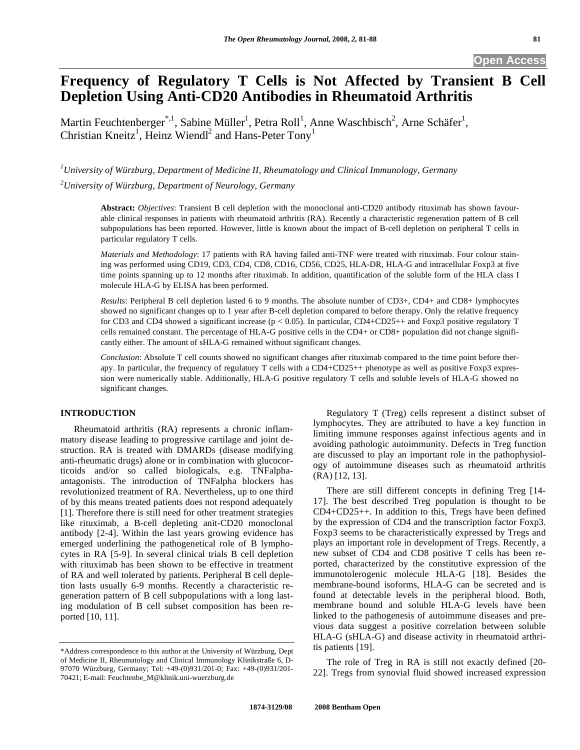# Frequency of Regulatory T Cells is Not Affected by Transient B Cell Depletion Using Anti-CD20 Antibodies in Rheumatoid Arthritis

Martin Feuchtenberger[*,1], Sabine Müller[1], Petra Roll[1], Anne Waschbisch[2], Arne Schäfer[1], Christian Kneitz[1], Heinz Wiendl[2] and Hans-Peter Tony[1]

[1]*University of Würzburg, Department of Medicine II, Rheumatology and Clinical Immunology, Germany*

[2]*University of Würzburg, Department of Neurology, Germany*

**Abstract:** *Objectives*: Transient B cell depletion with the monoclonal anti-CD20 antibody rituximab has shown favourable clinical responses in patients with rheumatoid arthritis (RA). Recently a characteristic regeneration pattern of B cell subpopulations has been reported. However, little is known about the impact of B-cell depletion on peripheral T cells in particular regulatory T cells.

*Materials and Methodology*: 17 patients with RA having failed anti-TNF were treated with rituximab. Four colour staining was performed using CD19, CD3, CD4, CD8, CD16, CD56, CD25, HLA-DR, HLA-G and intracellular Foxp3 at five time points spanning up to 12 months after rituximab. In addition, quantification of the soluble form of the HLA class I molecule HLA-G by ELISA has been performed.

*Results*: Peripheral B cell depletion lasted 6 to 9 months. The absolute number of CD3+, CD4+ and CD8+ lymphocytes showed no significant changes up to 1 year after B-cell depletion compared to before therapy. Only the relative frequency for CD3 and CD4 showed a significant increase ($p < 0.05$). In particular, CD4+CD25++ and Foxp3 positive regulatory T cells remained constant. The percentage of HLA-G positive cells in the CD4+ or CD8+ population did not change significantly either. The amount of sHLA-G remained without significant changes.

*Conclusion*: Absolute T cell counts showed no significant changes after rituximab compared to the time point before therapy. In particular, the frequency of regulatory T cells with a CD4+CD25++ phenotype as well as positive Foxp3 expression were numerically stable. Additionally, HLA-G positive regulatory T cells and soluble levels of HLA-G showed no significant changes.

## INTRODUCTION

Rheumatoid arthritis (RA) represents a chronic inflammatory disease leading to progressive cartilage and joint destruction. RA is treated with DMARDs (disease modifying anti-rheumatic drugs) alone or in combination with glucocorticoids and/or so called biologicals, e.g. TNFalpha-antagonists. The introduction of TNFalpha blockers has revolutionized treatment of RA. Nevertheless, up to one third of by this means treated patients does not respond adequately [1]. Therefore there is still need for other treatment strategies like rituximab, a B-cell depleting anit-CD20 monoclonal antibody [2-4]. Within the last years growing evidence has emerged underlining the pathogenetical role of B lymphocytes in RA [5-9]. In several clinical trials B cell depletion with rituximab has been shown to be effective in treatment of RA and well tolerated by patients. Peripheral B cell depletion lasts usually 6-9 months. Recently a characteristic regeneration pattern of B cell subpopulations with a long lasting modulation of B cell subset composition has been reported [10, 11].

Regulatory T (Treg) cells represent a distinct subset of lymphocytes. They are attributed to have a key function in limiting immune responses against infectious agents and in avoiding pathologic autoimmunity. Defects in Treg function are discussed to play an important role in the pathophysiology of autoimmune diseases such as rheumatoid arthritis (RA) [12, 13].

There are still different concepts in defining Treg [14-17]. The best described Treg population is thought to be CD4+CD25++. In addition to this, Tregs have been defined by the expression of CD4 and the transcription factor Foxp3. Foxp3 seems to be characteristically expressed by Tregs and plays an important role in development of Tregs. Recently, a new subset of CD4 and CD8 positive T cells has been reported, characterized by the constitutive expression of the immunotolerogenic molecule HLA-G [18]. Besides the membrane-bound isoforms, HLA-G can be secreted and is found at detectable levels in the peripheral blood. Both, membrane bound and soluble HLA-G levels have been linked to the pathogenesis of autoimmune diseases and previous data suggest a positive correlation between soluble HLA-G (sHLA-G) and disease activity in rheumatoid arthritis patients [19].

The role of Treg in RA is still not exactly defined [20-22]. Tregs from synovial fluid showed increased expression

*Address correspondence to this author at the University of Würzburg, Dept of Medicine II, Rheumatology and Clinical Immunology Klinikstraße 6, D-97070 Würzburg, Germany; Tel: +49-(0)931/201-0; Fax: +49-(0)931/201-70421; E-mail: Feuchtenbe_M@klinik.uni-wuerzburg.de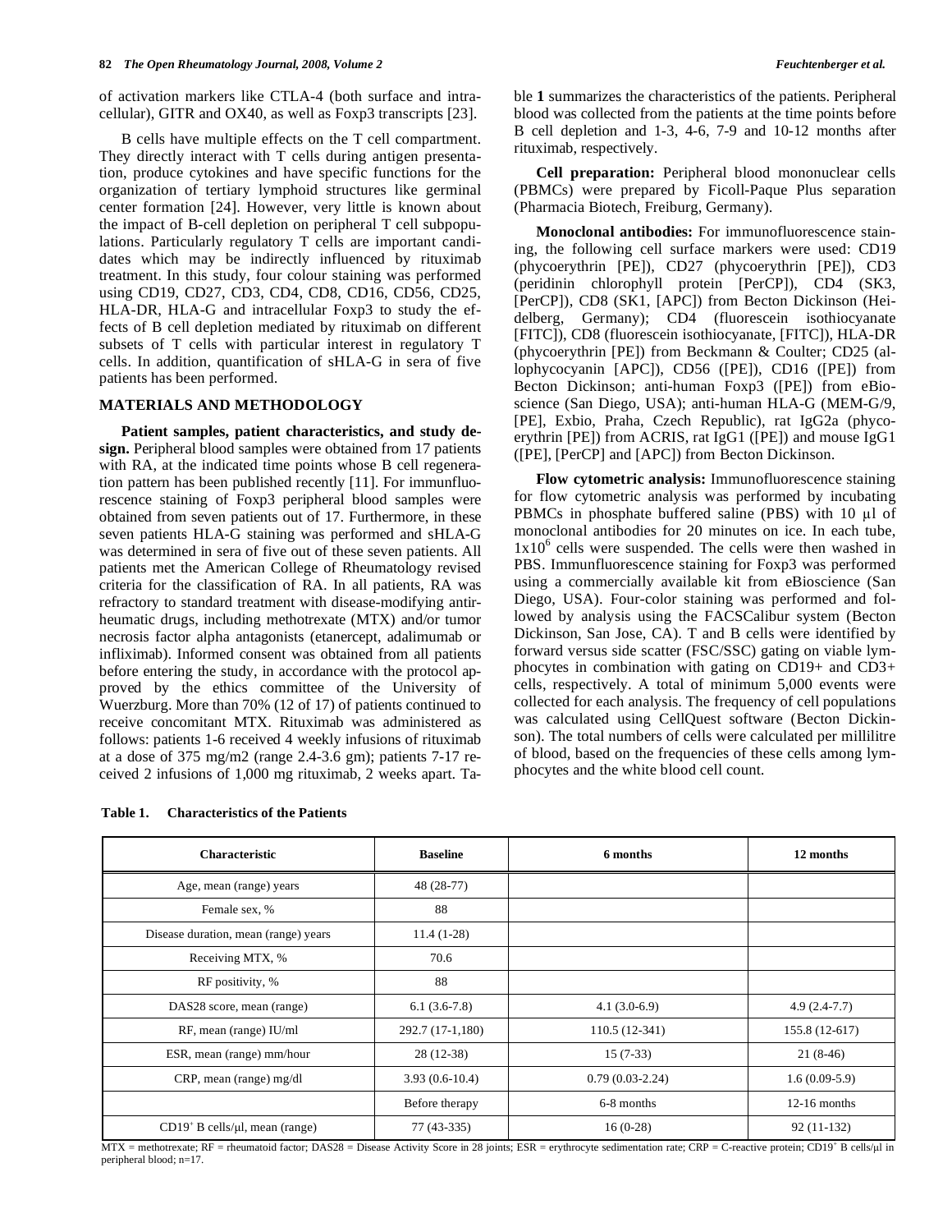of activation markers like CTLA-4 (both surface and intracellular), GITR and OX40, as well as Foxp3 transcripts [23].

B cells have multiple effects on the T cell compartment. They directly interact with T cells during antigen presentation, produce cytokines and have specific functions for the organization of tertiary lymphoid structures like germinal center formation [24]. However, very little is known about the impact of B-cell depletion on peripheral T cell subpopulations. Particularly regulatory T cells are important candidates which may be indirectly influenced by rituximab treatment. In this study, four colour staining was performed using CD19, CD27, CD3, CD4, CD8, CD16, CD56, CD25, HLA-DR, HLA-G and intracellular Foxp3 to study the effects of B cell depletion mediated by rituximab on different subsets of T cells with particular interest in regulatory T cells. In addition, quantification of sHLA-G in sera of five patients has been performed.

## MATERIALS AND METHODOLOGY

**Patient samples, patient characteristics, and study design.** Peripheral blood samples were obtained from 17 patients with RA, at the indicated time points whose B cell regeneration pattern has been published recently [11]. For immunfluorescence staining of Foxp3 peripheral blood samples were obtained from seven patients out of 17. Furthermore, in these seven patients HLA-G staining was performed and sHLA-G was determined in sera of five out of these seven patients. All patients met the American College of Rheumatology revised criteria for the classification of RA. In all patients, RA was refractory to standard treatment with disease-modifying antirheumatic drugs, including methotrexate (MTX) and/or tumor necrosis factor alpha antagonists (etanercept, adalimumab or infliximab). Informed consent was obtained from all patients before entering the study, in accordance with the protocol approved by the ethics committee of the University of Wuerzburg. More than 70% (12 of 17) of patients continued to receive concomitant MTX. Rituximab was administered as follows: patients 1-6 received 4 weekly infusions of rituximab at a dose of 375 mg/m2 (range 2.4-3.6 gm); patients 7-17 received 2 infusions of 1,000 mg rituximab, 2 weeks apart. Table **1** summarizes the characteristics of the patients. Peripheral blood was collected from the patients at the time points before B cell depletion and 1-3, 4-6, 7-9 and 10-12 months after rituximab, respectively.

**Cell preparation:** Peripheral blood mononuclear cells (PBMCs) were prepared by Ficoll-Paque Plus separation (Pharmacia Biotech, Freiburg, Germany).

**Monoclonal antibodies:** For immunofluorescence staining, the following cell surface markers were used: CD19 (phycoerythrin [PE]), CD27 (phycoerythrin [PE]), CD3 (peridinin chlorophyll protein [PerCP]), CD4 (SK3, [PerCP]), CD8 (SK1, [APC]) from Becton Dickinson (Heidelberg, Germany); CD4 (fluorescein isothiocyanate [FITC]), CD8 (fluorescein isothiocyanate, [FITC]), HLA-DR (phycoerythrin [PE]) from Beckmann & Coulter; CD25 (allophycocyanin [APC]), CD56 ([PE]), CD16 ([PE]) from Becton Dickinson; anti-human Foxp3 ([PE]) from eBioscience (San Diego, USA); anti-human HLA-G (MEM-G/9, [PE], Exbio, Praha, Czech Republic), rat IgG2a (phycoerythrin [PE]) from ACRIS, rat IgG1 ([PE]) and mouse IgG1 ([PE], [PerCP] and [APC]) from Becton Dickinson.

**Flow cytometric analysis:** Immunofluorescence staining for flow cytometric analysis was performed by incubating PBMCs in phosphate buffered saline (PBS) with 10 µl of monoclonal antibodies for 20 minutes on ice. In each tube, $1x10^6$ cells were suspended. The cells were then washed in PBS. Immunfluorescence staining for Foxp3 was performed using a commercially available kit from eBioscience (San Diego, USA). Four-color staining was performed and followed by analysis using the FACSCalibur system (Becton Dickinson, San Jose, CA). T and B cells were identified by forward versus side scatter (FSC/SSC) gating on viable lymphocytes in combination with gating on CD19+ and CD3+ cells, respectively. A total of minimum 5,000 events were collected for each analysis. The frequency of cell populations was calculated using CellQuest software (Becton Dickinson). The total numbers of cells were calculated per millilitre of blood, based on the frequencies of these cells among lymphocytes and the white blood cell count.

**Table 1. Characteristics of the Patients**

| Characteristic | Baseline | 6 months | 12 months |
|---|---|---|---|
| Age, mean (range) years | 48 (28-77) | | |
| Female sex, % | 88 | | |
| Disease duration, mean (range) years | 11.4 (1-28) | | |
| Receiving MTX, % | 70.6 | | |
| RF positivity, % | 88 | | |
| DAS28 score, mean (range) | 6.1 (3.6-7.8) | 4.1 (3.0-6.9) | 4.9 (2.4-7.7) |
| RF, mean (range) IU/ml | 292.7 (17-1,180) | 110.5 (12-341) | 155.8 (12-617) |
| ESR, mean (range) mm/hour | 28 (12-38) | 15 (7-33) | 21 (8-46) |
| CRP, mean (range) mg/dl | 3.93 (0.6-10.4) | 0.79 (0.03-2.24) | 1.6 (0.09-5.9) |
| | Before therapy | 6-8 months | 12-16 months |
| $CD19^+$ B cells/µl, mean (range) | 77 (43-335) | 16 (0-28) | 92 (11-132) |

MTX = methotrexate; RF = rheumatoid factor; DAS28 = Disease Activity Score in 28 joints; ESR = erythrocyte sedimentation rate; CRP = C-reactive protein; $CD19^+$ B cells/µl in peripheral blood; n=17.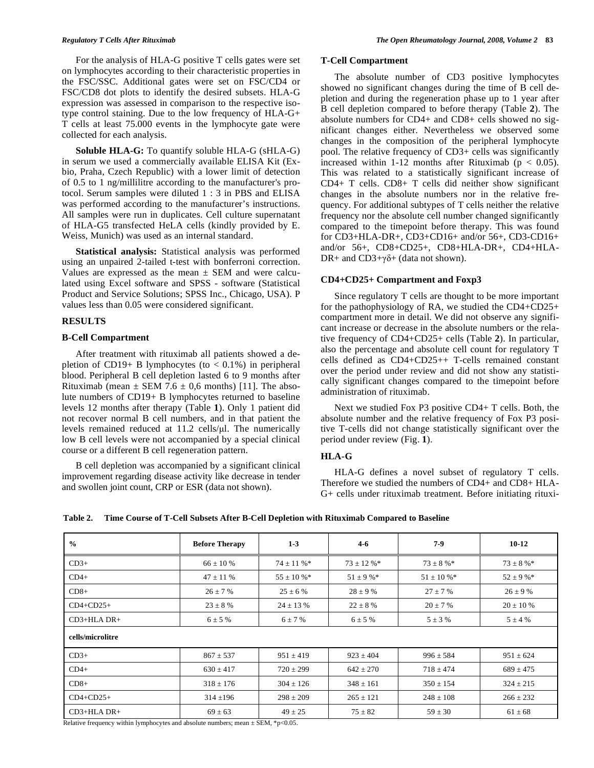For the analysis of HLA-G positive T cells gates were set on lymphocytes according to their characteristic properties in the FSC/SSC. Additional gates were set on FSC/CD4 or FSC/CD8 dot plots to identify the desired subsets. HLA-G expression was assessed in comparison to the respective isotype control staining. Due to the low frequency of HLA-G+ T cells at least 75.000 events in the lymphocyte gate were collected for each analysis.

**Soluble HLA-G:** To quantify soluble HLA-G (sHLA-G) in serum we used a commercially available ELISA Kit (Exbio, Praha, Czech Republic) with a lower limit of detection of 0.5 to 1 ng/millilitre according to the manufacturer's protocol. Serum samples were diluted 1 : 3 in PBS and ELISA was performed according to the manufacturer's instructions. All samples were run in duplicates. Cell culture supernatant of HLA-G5 transfected HeLA cells (kindly provided by E. Weiss, Munich) was used as an internal standard.

**Statistical analysis:** Statistical analysis was performed using an unpaired 2-tailed t-test with bonferroni correction. Values are expressed as the mean ± SEM and were calculated using Excel software and SPSS - software (Statistical Product and Service Solutions; SPSS Inc., Chicago, USA). P values less than 0.05 were considered significant.

## RESULTS

### B-Cell Compartment

After treatment with rituximab all patients showed a depletion of CD19+ B lymphocytes (to < 0.1%) in peripheral blood. Peripheral B cell depletion lasted 6 to 9 months after Rituximab (mean ± SEM 7.6 ± 0,6 months) [11]. The absolute numbers of CD19+ B lymphocytes returned to baseline levels 12 months after therapy (Table **1**). Only 1 patient did not recover normal B cell numbers, and in that patient the levels remained reduced at 11.2 cells/μl. The numerically low B cell levels were not accompanied by a special clinical course or a different B cell regeneration pattern.

B cell depletion was accompanied by a significant clinical improvement regarding disease activity like decrease in tender and swollen joint count, CRP or ESR (data not shown).

### T-Cell Compartment

The absolute number of CD3 positive lymphocytes showed no significant changes during the time of B cell depletion and during the regeneration phase up to 1 year after B cell depletion compared to before therapy (Table **2**). The absolute numbers for CD4+ and CD8+ cells showed no significant changes either. Nevertheless we observed some changes in the composition of the peripheral lymphocyte pool. The relative frequency of CD3+ cells was significantly increased within 1-12 months after Rituximab ($p < 0.05$). This was related to a statistically significant increase of CD4+ T cells. CD8+ T cells did neither show significant changes in the absolute numbers nor in the relative frequency. For additional subtypes of T cells neither the relative frequency nor the absolute cell number changed significantly compared to the timepoint before therapy. This was found for CD3+HLA-DR+, CD3+CD16+ and/or 56+, CD3-CD16+ and/or 56+, CD8+CD25+, CD8+HLA-DR+, CD4+HLA-DR+ and CD3+γδ+ (data not shown).

### CD4+CD25+ Compartment and Foxp3

Since regulatory T cells are thought to be more important for the pathophysiology of RA, we studied the CD4+CD25+ compartment more in detail. We did not observe any significant increase or decrease in the absolute numbers or the relative frequency of CD4+CD25+ cells (Table **2**). In particular, also the percentage and absolute cell count for regulatory T cells defined as CD4+CD25++ T-cells remained constant over the period under review and did not show any statistically significant changes compared to the timepoint before administration of rituximab.

Next we studied Fox P3 positive CD4+ T cells. Both, the absolute number and the relative frequency of Fox P3 positive T-cells did not change statistically significant over the period under review (Fig. **1**).

### HLA-G

HLA-G defines a novel subset of regulatory T cells. Therefore we studied the numbers of CD4+ and CD8+ HLA-G+ cells under rituximab treatment. Before initiating rituxi-

**Table 2. Time Course of T-Cell Subsets After B-Cell Depletion with Rituximab Compared to Baseline**

| % | Before Therapy | 1-3 | 4-6 | 7-9 | 10-12 |
|---|---|---|---|---|---|
| CD3+ | 66 ± 10 % | 74 ± 11 %* | 73 ± 12 %* | 73 ± 8 %* | 73 ± 8 %* |
| CD4+ | 47 ± 11 % | 55 ± 10 %* | 51 ± 9 %* | 51 ± 10 %* | 52 ± 9 %* |
| CD8+ | 26 ± 7 % | 25 ± 6 % | 28 ± 9 % | 27 ± 7 % | 26 ± 9 % |
| CD4+CD25+ | 23 ± 8 % | 24 ± 13 % | 22 ± 8 % | 20 ± 7 % | 20 ± 10 % |
| CD3+HLA DR+ | 6 ± 5 % | 6 ± 7 % | 6 ± 5 % | 5 ± 3 % | 5 ± 4 % |
| **cells/microlitre** | | | | | |
| CD3+ | 867 ± 537 | 951 ± 419 | 923 ± 404 | 996 ± 584 | 951 ± 624 |
| CD4+ | 630 ± 417 | 720 ± 299 | 642 ± 270 | 718 ± 474 | 689 ± 475 |
| CD8+ | 318 ± 176 | 304 ± 126 | 348 ± 161 | 350 ± 154 | 324 ± 215 |
| CD4+CD25+ | 314 ±196 | 298 ± 209 | 265 ± 121 | 248 ± 108 | 266 ± 232 |
| CD3+HLA DR+ | 69 ± 63 | 49 ± 25 | 75 ± 82 | 59 ± 30 | 61 ± 68 |

Relative frequency within lymphocytes and absolute numbers; mean ± SEM, *p<0.05.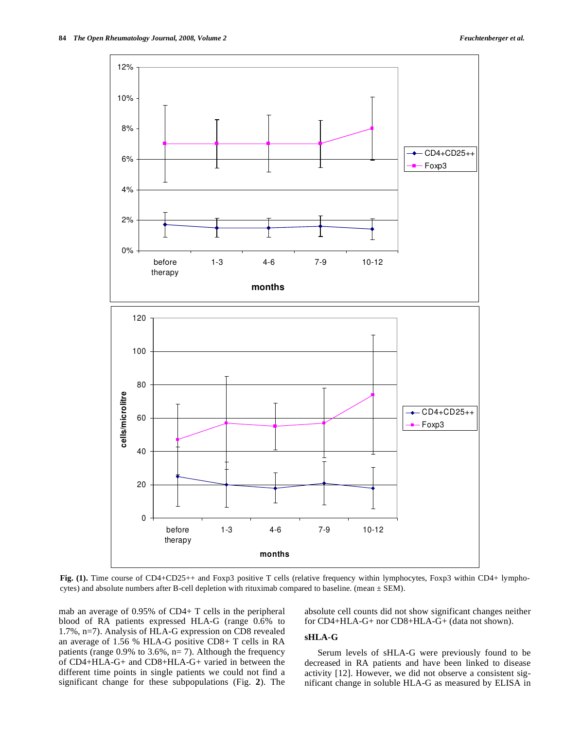12%

10%

8%

6%

4%

2%

0%

before therapy

1-3

4-6

7-9

10-12

months

CD4+CD25++

Foxp3

120

100

80

60

40

20

0

cells/microlitre

before therapy

1-3

4-6

7-9

10-12

months

CD4+CD25++

Foxp3

**Fig. (1).** Time course of CD4+CD25++ and Foxp3 positive T cells (relative frequency within lymphocytes, Foxp3 within CD4+ lymphocytes) and absolute numbers after B-cell depletion with rituximab compared to baseline. (mean ± SEM).

mab an average of 0.95% of CD4+ T cells in the peripheral blood of RA patients expressed HLA-G (range 0.6% to 1.7%, n=7). Analysis of HLA-G expression on CD8 revealed an average of 1.56 % HLA-G positive CD8+ T cells in RA patients (range 0.9% to 3.6%, n= 7). Although the frequency of CD4+HLA-G+ and CD8+HLA-G+ varied in between the different time points in single patients we could not find a significant change for these subpopulations (Fig. **2**). The absolute cell counts did not show significant changes neither for CD4+HLA-G+ nor CD8+HLA-G+ (data not shown).

## sHLA-G

Serum levels of sHLA-G were previously found to be decreased in RA patients and have been linked to disease activity [12]. However, we did not observe a consistent significant change in soluble HLA-G as measured by ELISA in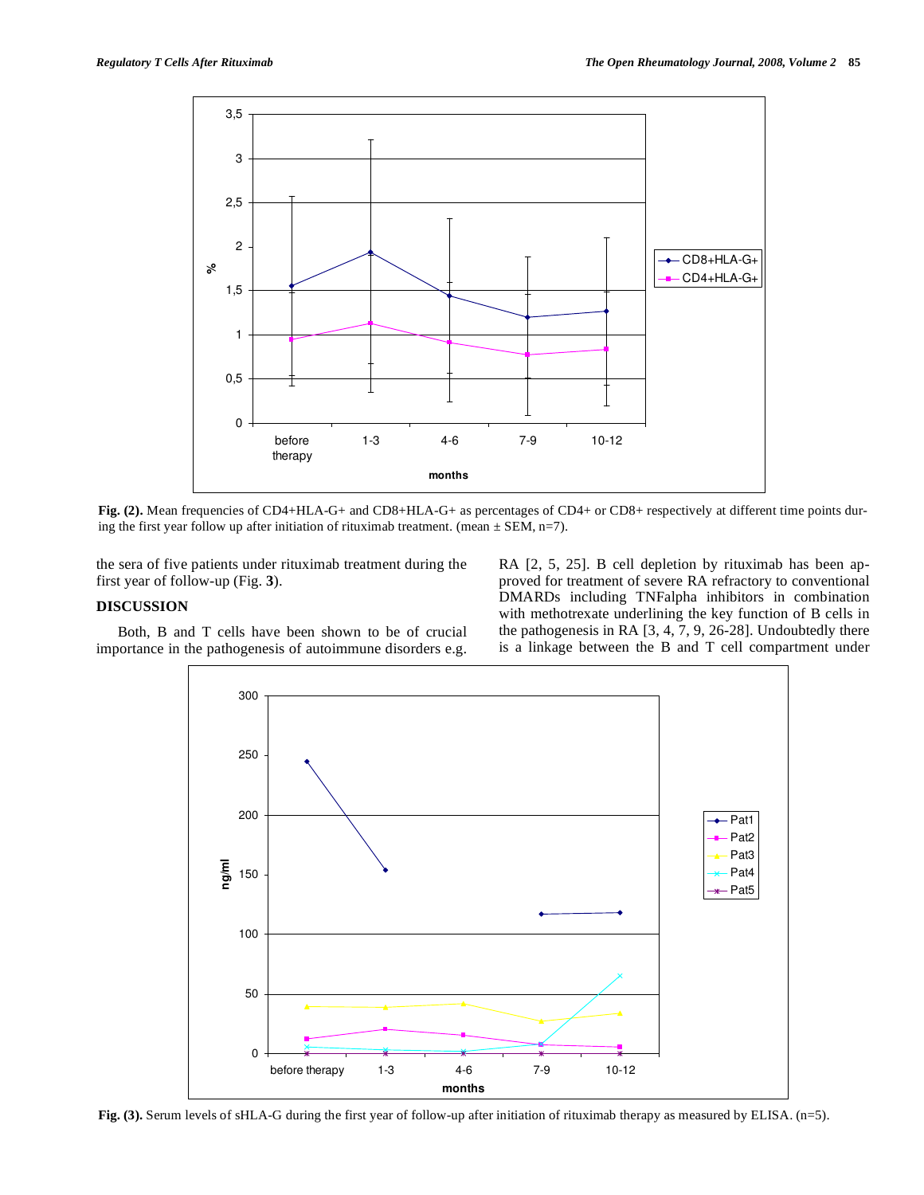3,5
3
2,5
2
1,5
1
0,5
0
%
before therapy
1-3
4-6
7-9
10-12
months
CD8+HLA-G+
CD4+HLA-G+

**Fig. (2).** Mean frequencies of CD4+HLA-G+ and CD8+HLA-G+ as percentages of CD4+ or CD8+ respectively at different time points during the first year follow up after initiation of rituximab treatment. (mean ± SEM, n=7).

the sera of five patients under rituximab treatment during the first year of follow-up (Fig. **3**).

## DISCUSSION

Both, B and T cells have been shown to be of crucial importance in the pathogenesis of autoimmune disorders e.g. RA [2, 5, 25]. B cell depletion by rituximab has been approved for treatment of severe RA refractory to conventional DMARDs including TNFalpha inhibitors in combination with methotrexate underlining the key function of B cells in the pathogenesis in RA [3, 4, 7, 9, 26-28]. Undoubtedly there is a linkage between the B and T cell compartment under

300
250
200
150
100
50
0
ng/ml
before therapy
1-3
4-6
7-9
10-12
months
Pat1
Pat2
Pat3
Pat4
Pat5

**Fig. (3).** Serum levels of sHLA-G during the first year of follow-up after initiation of rituximab therapy as measured by ELISA. (n=5).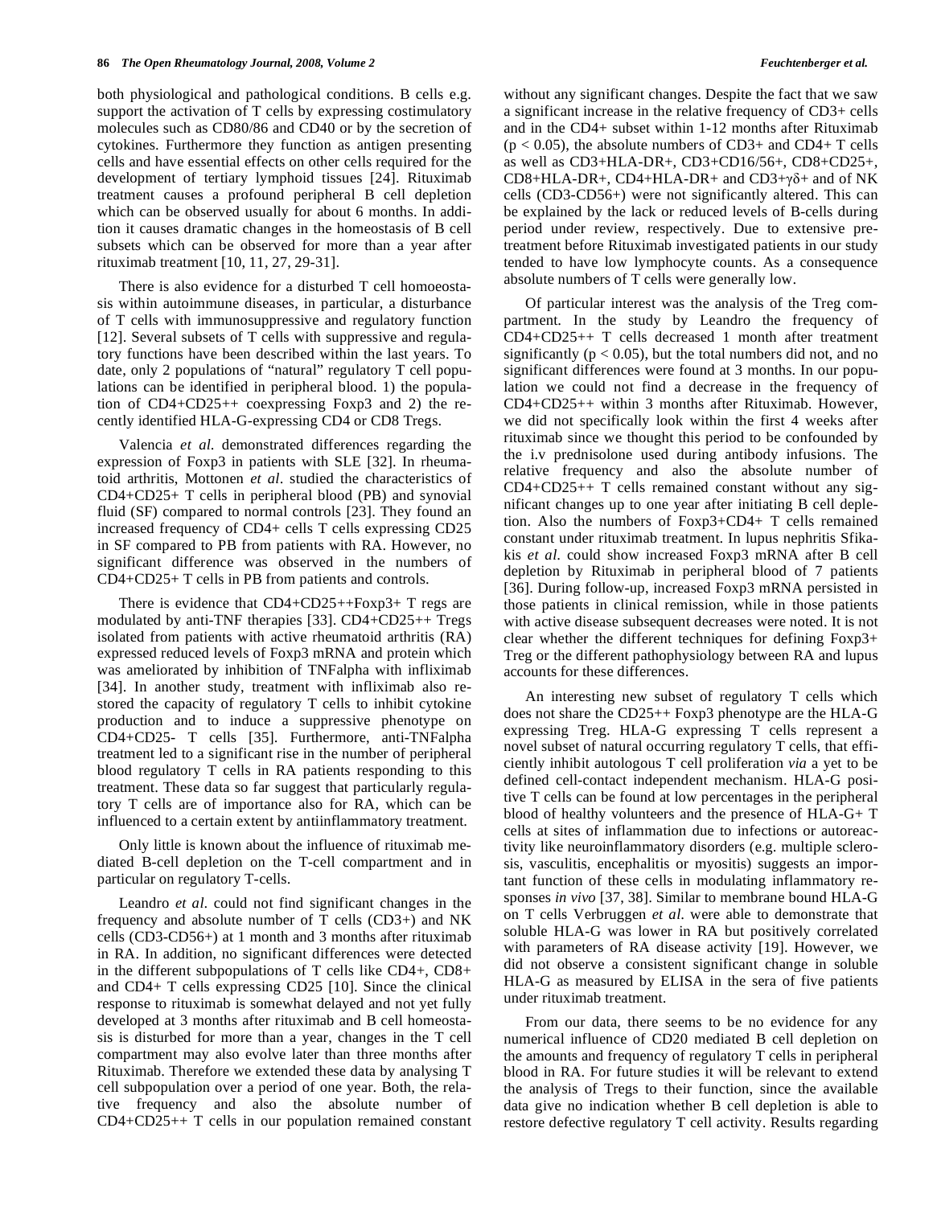both physiological and pathological conditions. B cells e.g. support the activation of T cells by expressing costimulatory molecules such as CD80/86 and CD40 or by the secretion of cytokines. Furthermore they function as antigen presenting cells and have essential effects on other cells required for the development of tertiary lymphoid tissues [24]. Rituximab treatment causes a profound peripheral B cell depletion which can be observed usually for about 6 months. In addition it causes dramatic changes in the homeostasis of B cell subsets which can be observed for more than a year after rituximab treatment [10, 11, 27, 29-31].

There is also evidence for a disturbed T cell homoeostasis within autoimmune diseases, in particular, a disturbance of T cells with immunosuppressive and regulatory function [12]. Several subsets of T cells with suppressive and regulatory functions have been described within the last years. To date, only 2 populations of "natural" regulatory T cell populations can be identified in peripheral blood. 1) the population of CD4+CD25++ coexpressing Foxp3 and 2) the recently identified HLA-G-expressing CD4 or CD8 Tregs.

Valencia *et al.* demonstrated differences regarding the expression of Foxp3 in patients with SLE [32]. In rheumatoid arthritis, Mottonen *et al*. studied the characteristics of CD4+CD25+ T cells in peripheral blood (PB) and synovial fluid (SF) compared to normal controls [23]. They found an increased frequency of CD4+ cells T cells expressing CD25 in SF compared to PB from patients with RA. However, no significant difference was observed in the numbers of CD4+CD25+ T cells in PB from patients and controls.

There is evidence that CD4+CD25++Foxp3+ T regs are modulated by anti-TNF therapies [33]. CD4+CD25++ Tregs isolated from patients with active rheumatoid arthritis (RA) expressed reduced levels of Foxp3 mRNA and protein which was ameliorated by inhibition of TNFalpha with infliximab [34]. In another study, treatment with infliximab also restored the capacity of regulatory T cells to inhibit cytokine production and to induce a suppressive phenotype on CD4+CD25- T cells [35]. Furthermore, anti-TNFalpha treatment led to a significant rise in the number of peripheral blood regulatory T cells in RA patients responding to this treatment. These data so far suggest that particularly regulatory T cells are of importance also for RA, which can be influenced to a certain extent by antiinflammatory treatment.

Only little is known about the influence of rituximab mediated B-cell depletion on the T-cell compartment and in particular on regulatory T-cells.

Leandro *et al.* could not find significant changes in the frequency and absolute number of T cells (CD3+) and NK cells (CD3-CD56+) at 1 month and 3 months after rituximab in RA. In addition, no significant differences were detected in the different subpopulations of T cells like CD4+, CD8+ and CD4+ T cells expressing CD25 [10]. Since the clinical response to rituximab is somewhat delayed and not yet fully developed at 3 months after rituximab and B cell homeostasis is disturbed for more than a year, changes in the T cell compartment may also evolve later than three months after Rituximab. Therefore we extended these data by analysing T cell subpopulation over a period of one year. Both, the relative frequency and also the absolute number of CD4+CD25++ T cells in our population remained constant without any significant changes. Despite the fact that we saw a significant increase in the relative frequency of CD3+ cells and in the CD4+ subset within 1-12 months after Rituximab ($p < 0.05$), the absolute numbers of CD3+ and CD4+ T cells as well as CD3+HLA-DR+, CD3+CD16/56+, CD8+CD25+, CD8+HLA-DR+, CD4+HLA-DR+ and CD3+γδ+ and of NK cells (CD3-CD56+) were not significantly altered. This can be explained by the lack or reduced levels of B-cells during period under review, respectively. Due to extensive pretreatment before Rituximab investigated patients in our study tended to have low lymphocyte counts. As a consequence absolute numbers of T cells were generally low.

Of particular interest was the analysis of the Treg compartment. In the study by Leandro the frequency of CD4+CD25++ T cells decreased 1 month after treatment significantly ($p < 0.05$), but the total numbers did not, and no significant differences were found at 3 months. In our population we could not find a decrease in the frequency of CD4+CD25++ within 3 months after Rituximab. However, we did not specifically look within the first 4 weeks after rituximab since we thought this period to be confounded by the i.v prednisolone used during antibody infusions. The relative frequency and also the absolute number of CD4+CD25++ T cells remained constant without any significant changes up to one year after initiating B cell depletion. Also the numbers of Foxp3+CD4+ T cells remained constant under rituximab treatment. In lupus nephritis Sfikakis *et al.* could show increased Foxp3 mRNA after B cell depletion by Rituximab in peripheral blood of 7 patients [36]. During follow-up, increased Foxp3 mRNA persisted in those patients in clinical remission, while in those patients with active disease subsequent decreases were noted. It is not clear whether the different techniques for defining Foxp3+ Treg or the different pathophysiology between RA and lupus accounts for these differences.

An interesting new subset of regulatory T cells which does not share the CD25++ Foxp3 phenotype are the HLA-G expressing Treg. HLA-G expressing T cells represent a novel subset of natural occurring regulatory T cells, that efficiently inhibit autologous T cell proliferation *via* a yet to be defined cell-contact independent mechanism. HLA-G positive T cells can be found at low percentages in the peripheral blood of healthy volunteers and the presence of HLA-G+ T cells at sites of inflammation due to infections or autoreactivity like neuroinflammatory disorders (e.g. multiple sclerosis, vasculitis, encephalitis or myositis) suggests an important function of these cells in modulating inflammatory responses *in vivo* [37, 38]. Similar to membrane bound HLA-G on T cells Verbruggen *et al*. were able to demonstrate that soluble HLA-G was lower in RA but positively correlated with parameters of RA disease activity [19]. However, we did not observe a consistent significant change in soluble HLA-G as measured by ELISA in the sera of five patients under rituximab treatment.

From our data, there seems to be no evidence for any numerical influence of CD20 mediated B cell depletion on the amounts and frequency of regulatory T cells in peripheral blood in RA. For future studies it will be relevant to extend the analysis of Tregs to their function, since the available data give no indication whether B cell depletion is able to restore defective regulatory T cell activity. Results regarding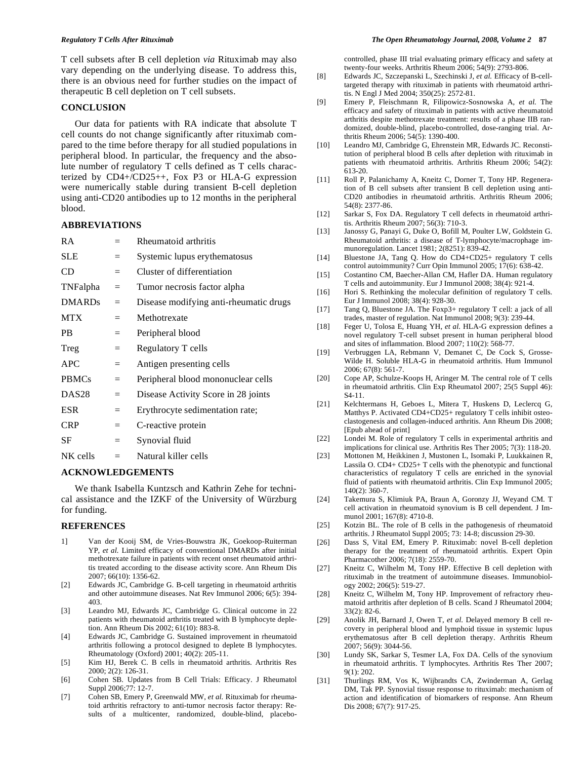T cell subsets after B cell depletion *via* Rituximab may also vary depending on the underlying disease. To address this, there is an obvious need for further studies on the impact of therapeutic B cell depletion on T cell subsets.

## CONCLUSION

Our data for patients with RA indicate that absolute T cell counts do not change significantly after rituximab compared to the time before therapy for all studied populations in peripheral blood. In particular, the frequency and the absolute number of regulatory T cells defined as T cells characterized by CD4+/CD25++, Fox P3 or HLA-G expression were numerically stable during transient B-cell depletion using anti-CD20 antibodies up to 12 months in the peripheral blood.

## ABBREVIATIONS

| | | |
|---|---|---|
| RA | = | Rheumatoid arthritis |
| SLE | = | Systemic lupus erythematosus |
| CD | = | Cluster of differentiation |
| TNFalpha | = | Tumor necrosis factor alpha |
| DMARDs | = | Disease modifying anti-rheumatic drugs |
| MTX | = | Methotrexate |
| PB | = | Peripheral blood |
| Treg | = | Regulatory T cells |
| APC | = | Antigen presenting cells |
| PBMCs | = | Peripheral blood mononuclear cells |
| DAS28 | = | Disease Activity Score in 28 joints |
| ESR | = | Erythrocyte sedimentation rate; |
| CRP | = | C-reactive protein |
| SF | = | Synovial fluid |
| NK cells | = | Natural killer cells |

## ACKNOWLEDGEMENTS

We thank Isabella Kuntzsch and Kathrin Zehe for technical assistance and the IZKF of the University of Würzburg for funding.

## REFERENCES

1] Van der Kooij SM, de Vries-Bouwstra JK, Goekoop-Ruiterman YP, *et al.* Limited efficacy of conventional DMARDs after initial methotrexate failure in patients with recent onset rheumatoid arthritis treated according to the disease activity score. Ann Rheum Dis 2007; 66(10): 1356-62.

[2] Edwards JC, Cambridge G. B-cell targeting in rheumatoid arthritis and other autoimmune diseases. Nat Rev Immunol 2006; 6(5): 394-403.

[3] Leandro MJ, Edwards JC, Cambridge G. Clinical outcome in 22 patients with rheumatoid arthritis treated with B lymphocyte depletion. Ann Rheum Dis 2002; 61(10): 883-8.

[4] Edwards JC, Cambridge G. Sustained improvement in rheumatoid arthritis following a protocol designed to deplete B lymphocytes. Rheumatology (Oxford) 2001; 40(2): 205-11.

[5] Kim HJ, Berek C. B cells in rheumatoid arthritis. Arthritis Res 2000; 2(2): 126-31.

[6] Cohen SB. Updates from B Cell Trials: Efficacy. J Rheumatol Suppl 2006;77: 12-7.

[7] Cohen SB, Emery P, Greenwald MW, *et al.* Rituximab for rheumatoid arthritis refractory to anti-tumor necrosis factor therapy: Results of a multicenter, randomized, double-blind, placebo-controlled, phase III trial evaluating primary efficacy and safety at twenty-four weeks. Arthritis Rheum 2006; 54(9): 2793-806.

[8] Edwards JC, Szczepanski L, Szechinski J, *et al.* Efficacy of B-cell-targeted therapy with rituximab in patients with rheumatoid arthritis. N Engl J Med 2004; 350(25): 2572-81.

[9] Emery P, Fleischmann R, Filipowicz-Sosnowska A, *et al.* The efficacy and safety of rituximab in patients with active rheumatoid arthritis despite methotrexate treatment: results of a phase IIB randomized, double-blind, placebo-controlled, dose-ranging trial. Arthritis Rheum 2006; 54(5): 1390-400.

[10] Leandro MJ, Cambridge G, Ehrenstein MR, Edwards JC. Reconstitution of peripheral blood B cells after depletion with rituximab in patients with rheumatoid arthritis. Arthritis Rheum 2006; 54(2): 613-20.

[11] Roll P, Palanichamy A, Kneitz C, Dorner T, Tony HP. Regeneration of B cell subsets after transient B cell depletion using anti-CD20 antibodies in rheumatoid arthritis. Arthritis Rheum 2006; 54(8): 2377-86.

[12] Sarkar S, Fox DA. Regulatory T cell defects in rheumatoid arthritis. Arthritis Rheum 2007; 56(3): 710-3.

[13] Janossy G, Panayi G, Duke O, Bofill M, Poulter LW, Goldstein G. Rheumatoid arthritis: a disease of T-lymphocyte/macrophage immunoregulation. Lancet 1981; 2(8251): 839-42.

[14] Bluestone JA, Tang Q. How do CD4+CD25+ regulatory T cells control autoimmunity? Curr Opin Immunol 2005; 17(6): 638-42.

[15] Costantino CM, Baecher-Allan CM, Hafler DA. Human regulatory T cells and autoimmunity. Eur J Immunol 2008; 38(4): 921-4.

[16] Hori S. Rethinking the molecular definition of regulatory T cells. Eur J Immunol 2008; 38(4): 928-30.

[17] Tang Q, Bluestone JA. The Foxp3+ regulatory T cell: a jack of all trades, master of regulation. Nat Immunol 2008; 9(3): 239-44.

[18] Feger U, Tolosa E, Huang YH, *et al.* HLA-G expression defines a novel regulatory T-cell subset present in human peripheral blood and sites of inflammation. Blood 2007; 110(2): 568-77.

[19] Verbruggen LA, Rebmann V, Demanet C, De Cock S, Grosse-Wilde H. Soluble HLA-G in rheumatoid arthritis. Hum Immunol 2006; 67(8): 561-7.

[20] Cope AP, Schulze-Koops H, Aringer M. The central role of T cells in rheumatoid arthritis. Clin Exp Rheumatol 2007; 25(5 Suppl 46): S4-11.

[21] Kelchtermans H, Geboes L, Mitera T, Huskens D, Leclercq G, Matthys P. Activated CD4+CD25+ regulatory T cells inhibit osteoclastogenesis and collagen-induced arthritis. Ann Rheum Dis 2008; [Epub ahead of print]

[22] Londei M. Role of regulatory T cells in experimental arthritis and implications for clinical use. Arthritis Res Ther 2005; 7(3): 118-20.

[23] Mottonen M, Heikkinen J, Mustonen L, Isomaki P, Luukkainen R, Lassila O. CD4+ CD25+ T cells with the phenotypic and functional characteristics of regulatory T cells are enriched in the synovial fluid of patients with rheumatoid arthritis. Clin Exp Immunol 2005; 140(2): 360-7.

[24] Takemura S, Klimiuk PA, Braun A, Goronzy JJ, Weyand CM. T cell activation in rheumatoid synovium is B cell dependent. J Immunol 2001; 167(8): 4710-8.

[25] Kotzin BL. The role of B cells in the pathogenesis of rheumatoid arthritis. J Rheumatol Suppl 2005; 73: 14-8; discussion 29-30.

[26] Dass S, Vital EM, Emery P. Rituximab: novel B-cell depletion therapy for the treatment of rheumatoid arthritis. Expert Opin Pharmacother 2006; 7(18): 2559-70.

[27] Kneitz C, Wilhelm M, Tony HP. Effective B cell depletion with rituximab in the treatment of autoimmune diseases. Immunobiology 2002; 206(5): 519-27.

[28] Kneitz C, Wilhelm M, Tony HP. Improvement of refractory rheumatoid arthritis after depletion of B cells. Scand J Rheumatol 2004; 33(2): 82-6.

[29] Anolik JH, Barnard J, Owen T, *et al.* Delayed memory B cell recovery in peripheral blood and lymphoid tissue in systemic lupus erythematosus after B cell depletion therapy. Arthritis Rheum 2007; 56(9): 3044-56.

[30] Lundy SK, Sarkar S, Tesmer LA, Fox DA. Cells of the synovium in rheumatoid arthritis. T lymphocytes. Arthritis Res Ther 2007; 9(1): 202.

[31] Thurlings RM, Vos K, Wijbrandts CA, Zwinderman A, Gerlag DM, Tak PP. Synovial tissue response to rituximab: mechanism of action and identification of biomarkers of response. Ann Rheum Dis 2008; 67(7): 917-25.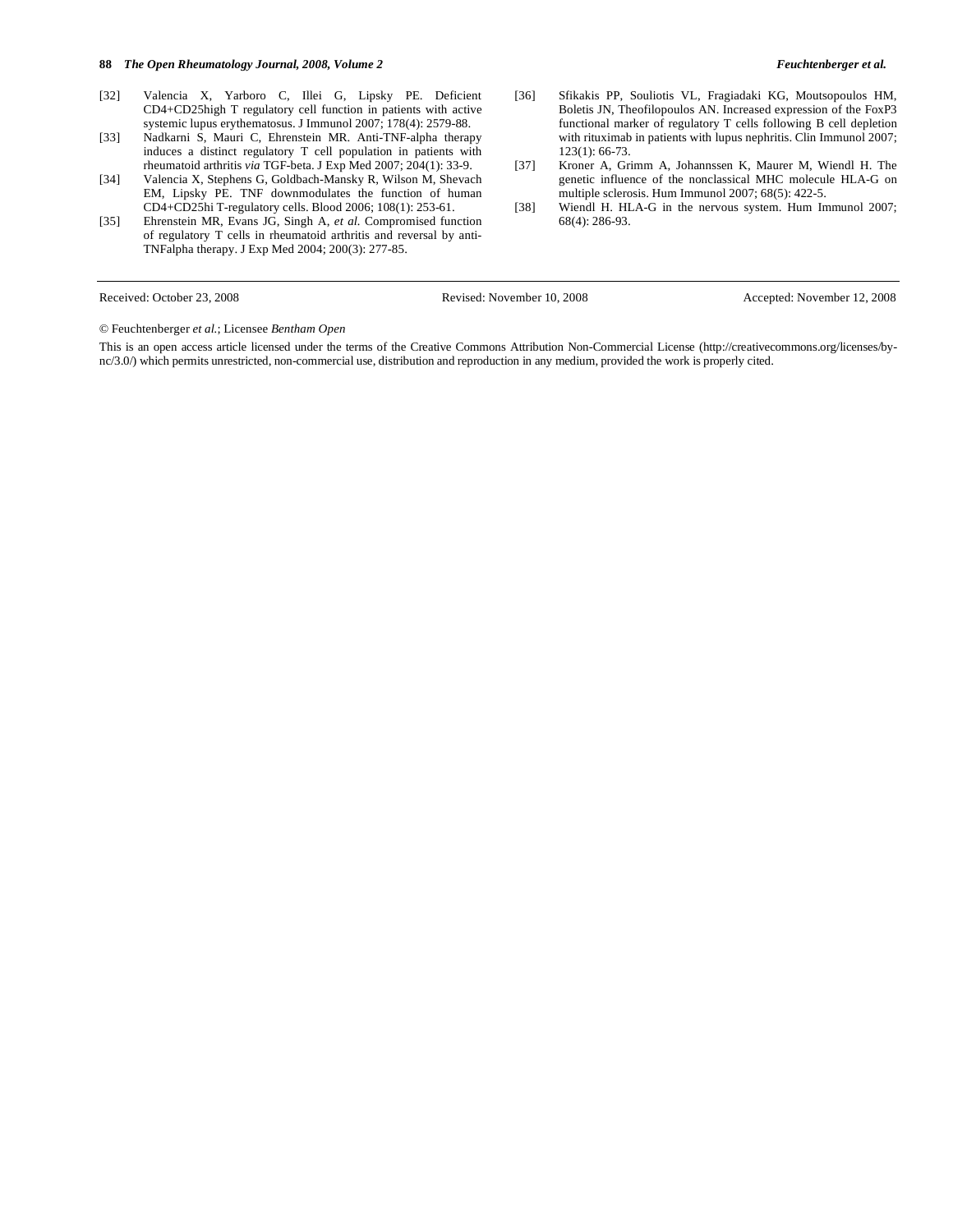[32] Valencia X, Yarboro C, Illei G, Lipsky PE. Deficient CD4+CD25high T regulatory cell function in patients with active systemic lupus erythematosus. J Immunol 2007; 178(4): 2579-88.

[33] Nadkarni S, Mauri C, Ehrenstein MR. Anti-TNF-alpha therapy induces a distinct regulatory T cell population in patients with rheumatoid arthritis *via* TGF-beta. J Exp Med 2007; 204(1): 33-9.

[34] Valencia X, Stephens G, Goldbach-Mansky R, Wilson M, Shevach EM, Lipsky PE. TNF downmodulates the function of human CD4+CD25hi T-regulatory cells. Blood 2006; 108(1): 253-61.

[35] Ehrenstein MR, Evans JG, Singh A, *et al.* Compromised function of regulatory T cells in rheumatoid arthritis and reversal by anti-TNFalpha therapy. J Exp Med 2004; 200(3): 277-85.

[36] Sfikakis PP, Souliotis VL, Fragiadaki KG, Moutsopoulos HM, Boletis JN, Theofilopoulos AN. Increased expression of the FoxP3 functional marker of regulatory T cells following B cell depletion with rituximab in patients with lupus nephritis. Clin Immunol 2007; 123(1): 66-73.

[37] Kroner A, Grimm A, Johannssen K, Maurer M, Wiendl H. The genetic influence of the nonclassical MHC molecule HLA-G on multiple sclerosis. Hum Immunol 2007; 68(5): 422-5.

[38] Wiendl H. HLA-G in the nervous system. Hum Immunol 2007; 68(4): 286-93.

Received: October 23, 2008 Revised: November 10, 2008 Accepted: November 12, 2008

© Feuchtenberger *et al.*; Licensee *Bentham Open*

This is an open access article licensed under the terms of the Creative Commons Attribution Non-Commercial License (http://creativecommons.org/licenses/by-nc/3.0/) which permits unrestricted, non-commercial use, distribution and reproduction in any medium, provided the work is properly cited.